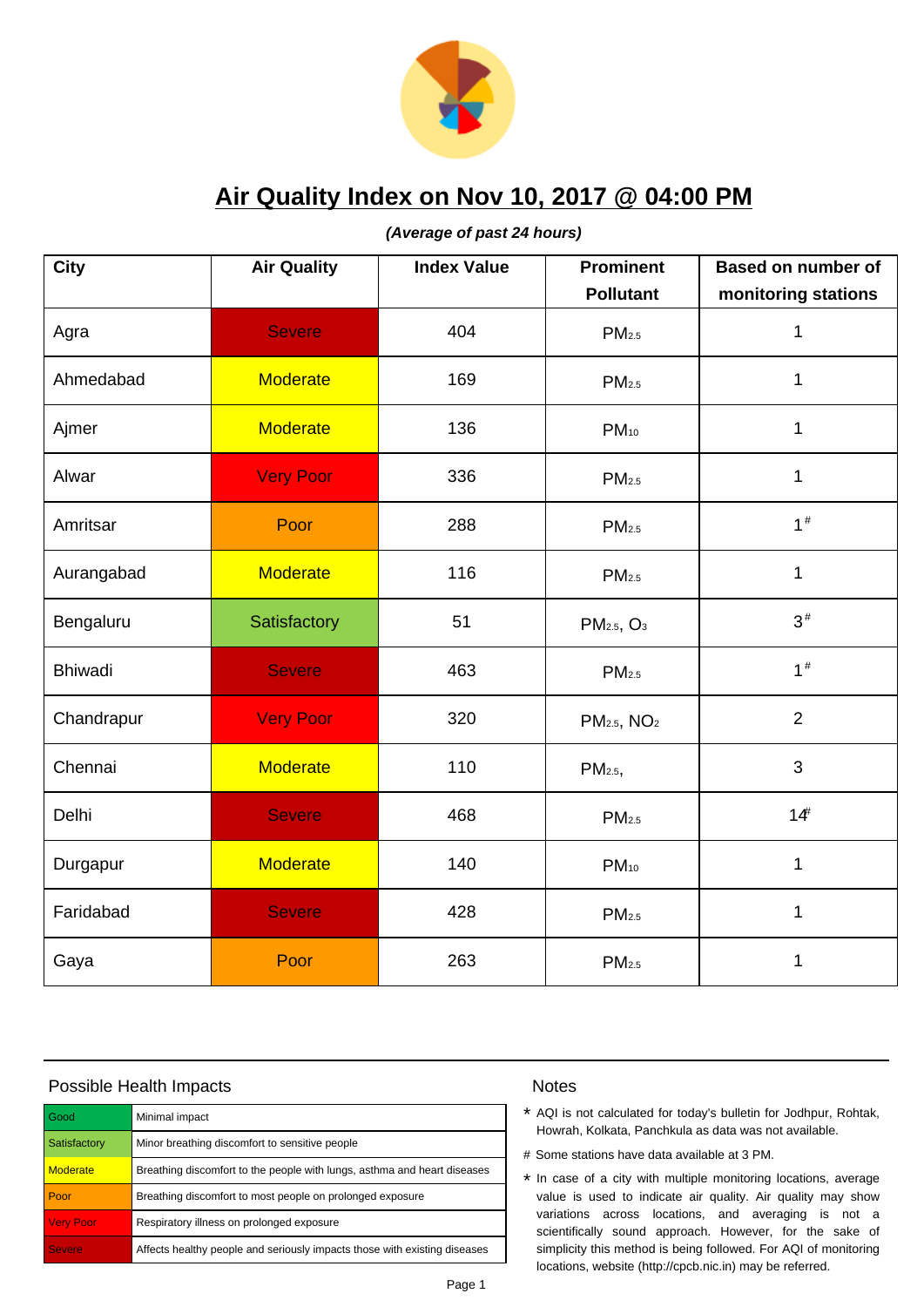# Air Quality Index on Nov 10, 2017 @ 04:00 PM

***(Average of past 24 hours)***

| City | Air Quality | Index Value | Prominent Pollutant | Based on number of monitoring stations |
|---|---|---|---|---|
| Agra | Severe | 404 | $PM_{2.5}$ | 1 |
| Ahmedabad | Moderate | 169 | $PM_{2.5}$ | 1 |
| Ajmer | Moderate | 136 | $PM_{10}$ | 1 |
| Alwar | Very Poor | 336 | $PM_{2.5}$ | 1 |
| Amritsar | Poor | 288 | $PM_{2.5}$ | 1# |
| Aurangabad | Moderate | 116 | $PM_{2.5}$ | 1 |
| Bengaluru | Satisfactory | 51 | $PM_{2.5}$, $O_3$ | 3# |
| Bhiwadi | Severe | 463 | $PM_{2.5}$ | 1# |
| Chandrapur | Very Poor | 320 | $PM_{2.5}$, $NO_2$ | 2 |
| Chennai | Moderate | 110 | $PM_{2.5}$, | 3 |
| Delhi | Severe | 468 | $PM_{2.5}$ | 14# |
| Durgapur | Moderate | 140 | $PM_{10}$ | 1 |
| Faridabad | Severe | 428 | $PM_{2.5}$ | 1 |
| Gaya | Poor | 263 | $PM_{2.5}$ | 1 |

## Possible Health Impacts

| | |
|---|---|
| Good | Minimal impact |
| Satisfactory | Minor breathing discomfort to sensitive people |
| Moderate | Breathing discomfort to the people with lungs, asthma and heart diseases |
| Poor | Breathing discomfort to most people on prolonged exposure |
| Very Poor | Respiratory illness on prolonged exposure |
| Severe | Affects healthy people and seriously impacts those with existing diseases |

## Notes

* AQI is not calculated for today's bulletin for Jodhpur, Rohtak, Howrah, Kolkata, Panchkula as data was not available.

# Some stations have data available at 3 PM.

* In case of a city with multiple monitoring locations, average value is used to indicate air quality. Air quality may show variations across locations, and averaging is not a scientifically sound approach. However, for the sake of simplicity this method is being followed. For AQI of monitoring locations, website (http://cpcb.nic.in) may be referred.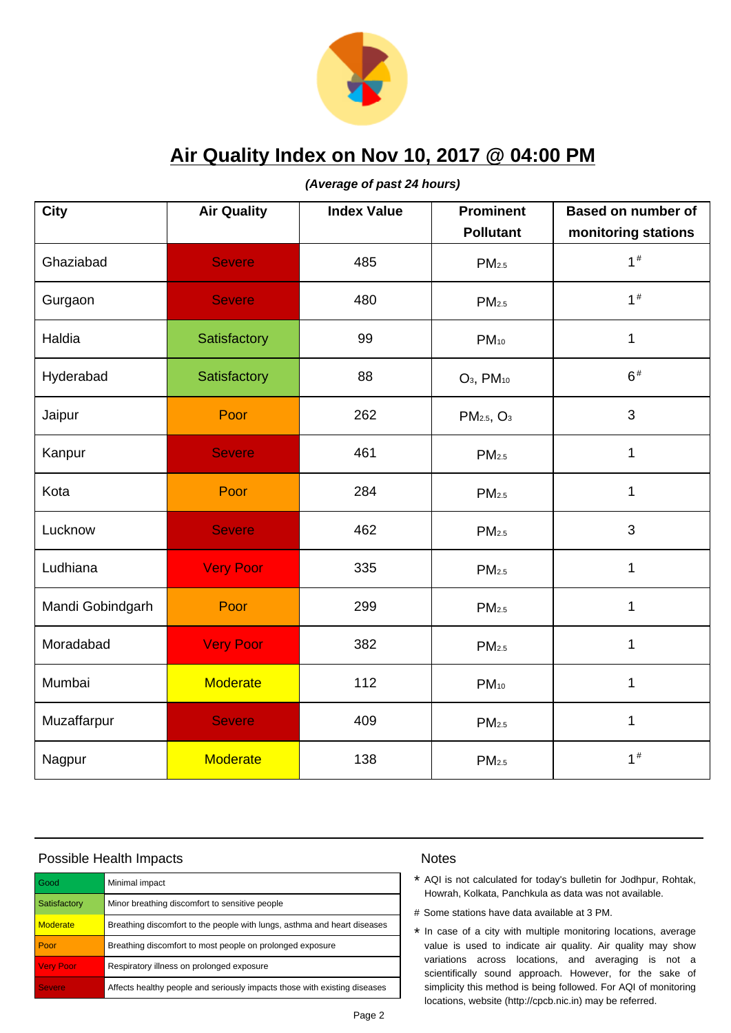# Air Quality Index on Nov 10, 2017 @ 04:00 PM

***(Average of past 24 hours)***

| City | Air Quality | Index Value | Prominent Pollutant | Based on number of monitoring stations |
|---|---|---|---|---|
| Ghaziabad | Severe | 485 | $PM_{2.5}$ | 1# |
| Gurgaon | Severe | 480 | $PM_{2.5}$ | 1# |
| Haldia | Satisfactory | 99 | $PM_{10}$ | 1 |
| Hyderabad | Satisfactory | 88 | $O_3$, $PM_{10}$ | 6# |
| Jaipur | Poor | 262 | $PM_{2.5}$, $O_3$ | 3 |
| Kanpur | Severe | 461 | $PM_{2.5}$ | 1 |
| Kota | Poor | 284 | $PM_{2.5}$ | 1 |
| Lucknow | Severe | 462 | $PM_{2.5}$ | 3 |
| Ludhiana | Very Poor | 335 | $PM_{2.5}$ | 1 |
| Mandi Gobindgarh | Poor | 299 | $PM_{2.5}$ | 1 |
| Moradabad | Very Poor | 382 | $PM_{2.5}$ | 1 |
| Mumbai | Moderate | 112 | $PM_{10}$ | 1 |
| Muzaffarpur | Severe | 409 | $PM_{2.5}$ | 1 |
| Nagpur | Moderate | 138 | $PM_{2.5}$ | 1# |

## Possible Health Impacts

| Category | Impact |
|---|---|
| Good | Minimal impact |
| Satisfactory | Minor breathing discomfort to sensitive people |
| Moderate | Breathing discomfort to the people with lungs, asthma and heart diseases |
| Poor | Breathing discomfort to most people on prolonged exposure |
| Very Poor | Respiratory illness on prolonged exposure |
| Severe | Affects healthy people and seriously impacts those with existing diseases |

## Notes

* AQI is not calculated for today's bulletin for Jodhpur, Rohtak, Howrah, Kolkata, Panchkula as data was not available.

# Some stations have data available at 3 PM.

* In case of a city with multiple monitoring locations, average value is used to indicate air quality. Air quality may show variations across locations, and averaging is not a scientifically sound approach. However, for the sake of simplicity this method is being followed. For AQI of monitoring locations, website (http://cpcb.nic.in) may be referred.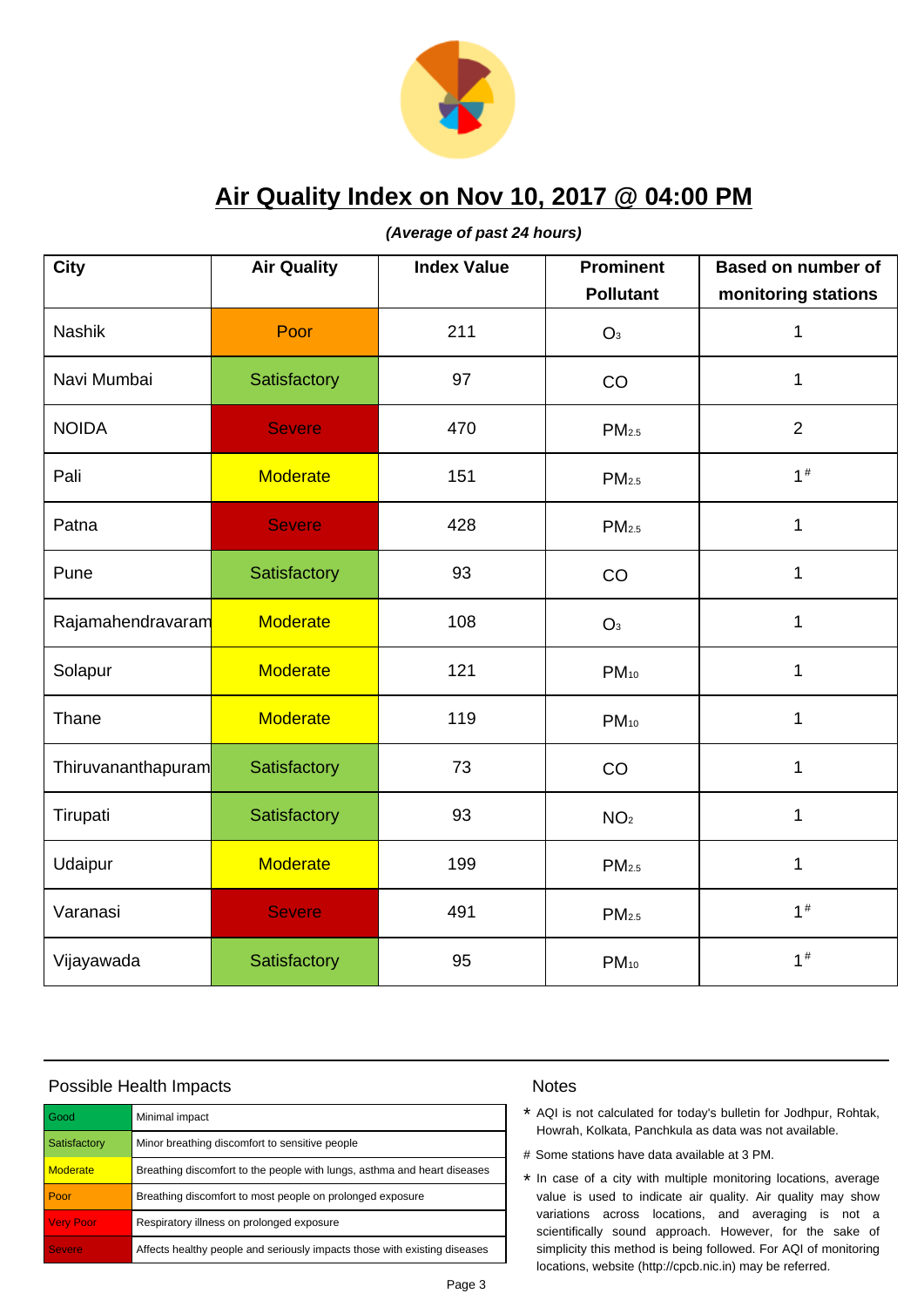# Air Quality Index on Nov 10, 2017 @ 04:00 PM

***(Average of past 24 hours)***

| City | Air Quality | Index Value | Prominent Pollutant | Based on number of monitoring stations |
|---|---|---|---|---|
| Nashik | Poor | 211 | $O_3$ | 1 |
| Navi Mumbai | Satisfactory | 97 | CO | 1 |
| NOIDA | Severe | 470 | $PM_{2.5}$ | 2 |
| Pali | Moderate | 151 | $PM_{2.5}$ | 1# |
| Patna | Severe | 428 | $PM_{2.5}$ | 1 |
| Pune | Satisfactory | 93 | CO | 1 |
| Rajamahendravaram | Moderate | 108 | $O_3$ | 1 |
| Solapur | Moderate | 121 | $PM_{10}$ | 1 |
| Thane | Moderate | 119 | $PM_{10}$ | 1 |
| Thiruvananthapuram | Satisfactory | 73 | CO | 1 |
| Tirupati | Satisfactory | 93 | $NO_2$ | 1 |
| Udaipur | Moderate | 199 | $PM_{2.5}$ | 1 |
| Varanasi | Severe | 491 | $PM_{2.5}$ | 1# |
| Vijayawada | Satisfactory | 95 | $PM_{10}$ | 1# |

## Possible Health Impacts

| | |
|---|---|
| Good | Minimal impact |
| Satisfactory | Minor breathing discomfort to sensitive people |
| Moderate | Breathing discomfort to the people with lungs, asthma and heart diseases |
| Poor | Breathing discomfort to most people on prolonged exposure |
| Very Poor | Respiratory illness on prolonged exposure |
| Severe | Affects healthy people and seriously impacts those with existing diseases |

## Notes

* AQI is not calculated for today's bulletin for Jodhpur, Rohtak, Howrah, Kolkata, Panchkula as data was not available.

# Some stations have data available at 3 PM.

* In case of a city with multiple monitoring locations, average value is used to indicate air quality. Air quality may show variations across locations, and averaging is not a scientifically sound approach. However, for the sake of simplicity this method is being followed. For AQI of monitoring locations, website (http://cpcb.nic.in) may be referred.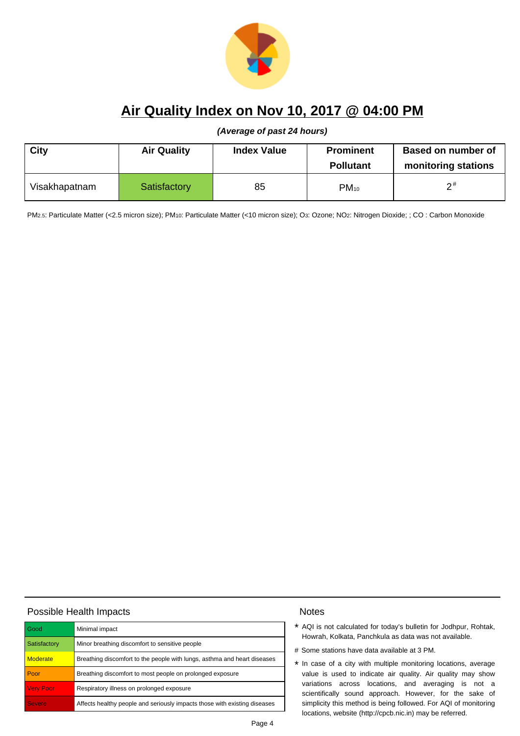# Air Quality Index on Nov 10, 2017 @ 04:00 PM

***(Average of past 24 hours)***

| City | Air Quality | Index Value | Prominent Pollutant | Based on number of monitoring stations |
|---|---|---|---|---|
| Visakhapatnam | Satisfactory | 85 | $PM_{10}$ | 2# |

$PM_{2.5}$: Particulate Matter (<2.5 micron size); $PM_{10}$: Particulate Matter (<10 micron size); $O_3$: Ozone; $NO_2$: Nitrogen Dioxide; ; CO : Carbon Monoxide

## Possible Health Impacts

| | |
|---|---|
| Good | Minimal impact |
| Satisfactory | Minor breathing discomfort to sensitive people |
| Moderate | Breathing discomfort to the people with lungs, asthma and heart diseases |
| Poor | Breathing discomfort to most people on prolonged exposure |
| Very Poor | Respiratory illness on prolonged exposure |
| Severe | Affects healthy people and seriously impacts those with existing diseases |

## Notes

* AQI is not calculated for today's bulletin for Jodhpur, Rohtak, Howrah, Kolkata, Panchkula as data was not available.

# Some stations have data available at 3 PM.

* In case of a city with multiple monitoring locations, average value is used to indicate air quality. Air quality may show variations across locations, and averaging is not a scientifically sound approach. However, for the sake of simplicity this method is being followed. For AQI of monitoring locations, website (http://cpcb.nic.in) may be referred.